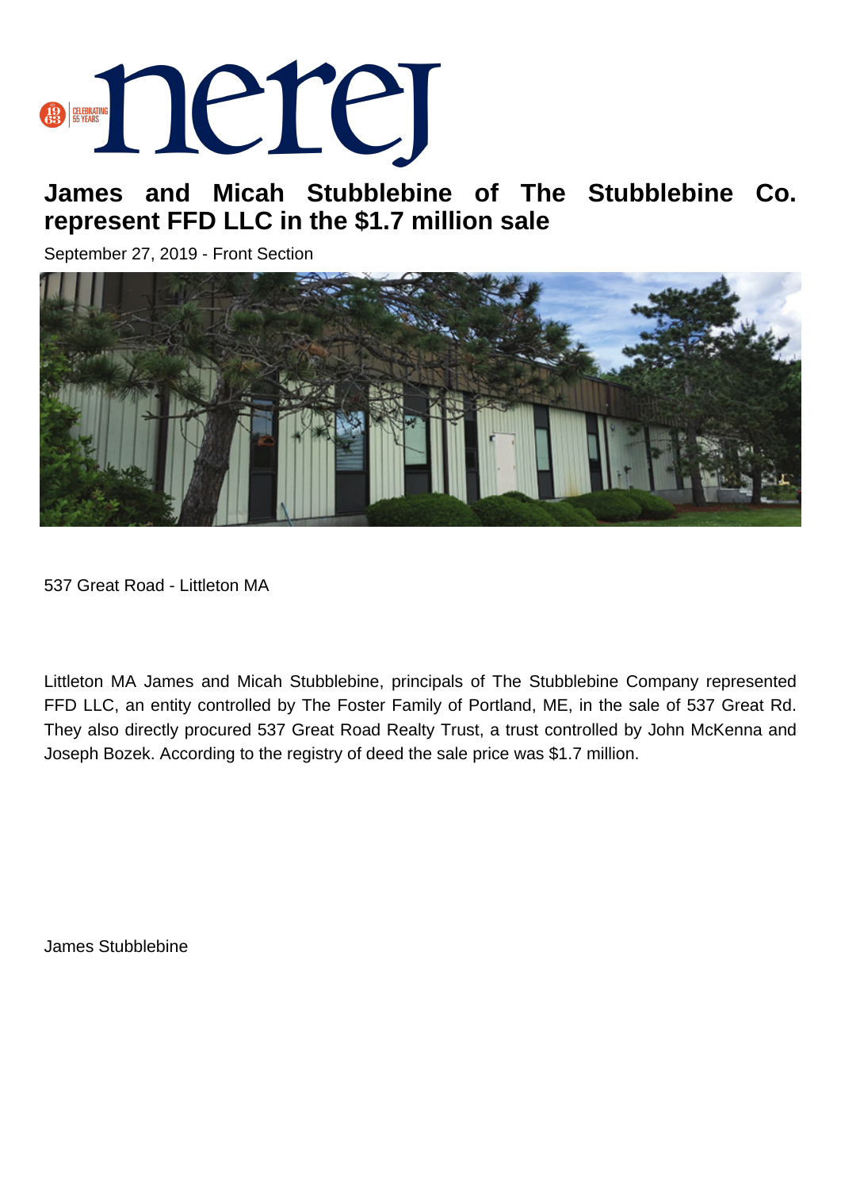# James and Micah Stubblebine of The Stubblebine Co. represent FFD LLC in the $1.7 million sale

September 27, 2019 - Front Section

537 Great Road - Littleton MA

Littleton MA James and Micah Stubblebine, principals of The Stubblebine Company represented FFD LLC, an entity controlled by The Foster Family of Portland, ME, in the sale of 537 Great Rd. They also directly procured 537 Great Road Realty Trust, a trust controlled by John McKenna and Joseph Bozek. According to the registry of deed the sale price was $1.7 million.

James Stubblebine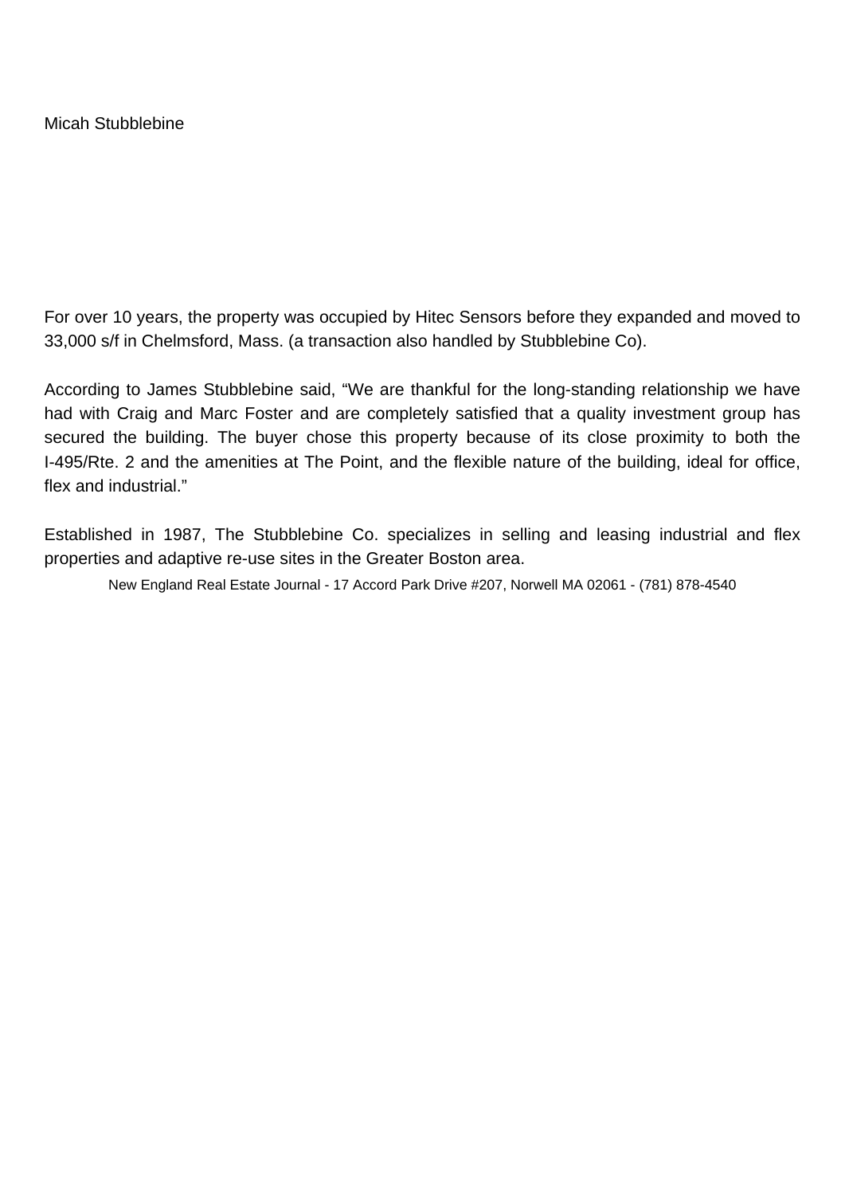Micah Stubblebine

For over 10 years, the property was occupied by Hitec Sensors before they expanded and moved to 33,000 s/f in Chelmsford, Mass. (a transaction also handled by Stubblebine Co).

According to James Stubblebine said, “We are thankful for the long-standing relationship we have had with Craig and Marc Foster and are completely satisfied that a quality investment group has secured the building. The buyer chose this property because of its close proximity to both the I-495/Rte. 2 and the amenities at The Point, and the flexible nature of the building, ideal for office, flex and industrial.”

Established in 1987, The Stubblebine Co. specializes in selling and leasing industrial and flex properties and adaptive re-use sites in the Greater Boston area.